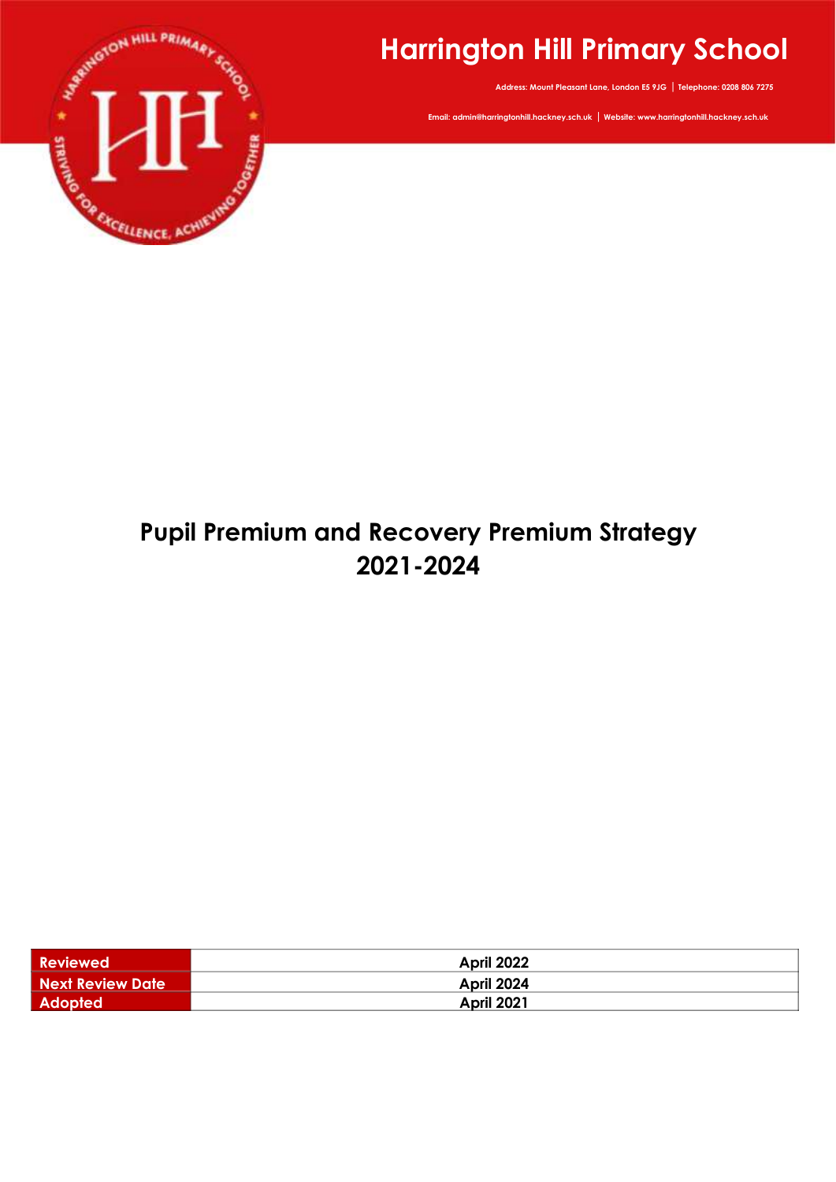# Harrington Hill Primary School

Address: Mount Pleasant Lane, London E5 9JG | Telephone: 0208 806 7275

Email: admin@harringtonhill.hackney.sch.uk | Website: www.harringtonhill.hackney.sch.uk

## Pupil Premium and Recovery Premium Strategy 2021-2024

| | |
|---|---|
| Reviewed | April 2022 |
| Next Review Date | April 2024 |
| Adopted | April 2021 |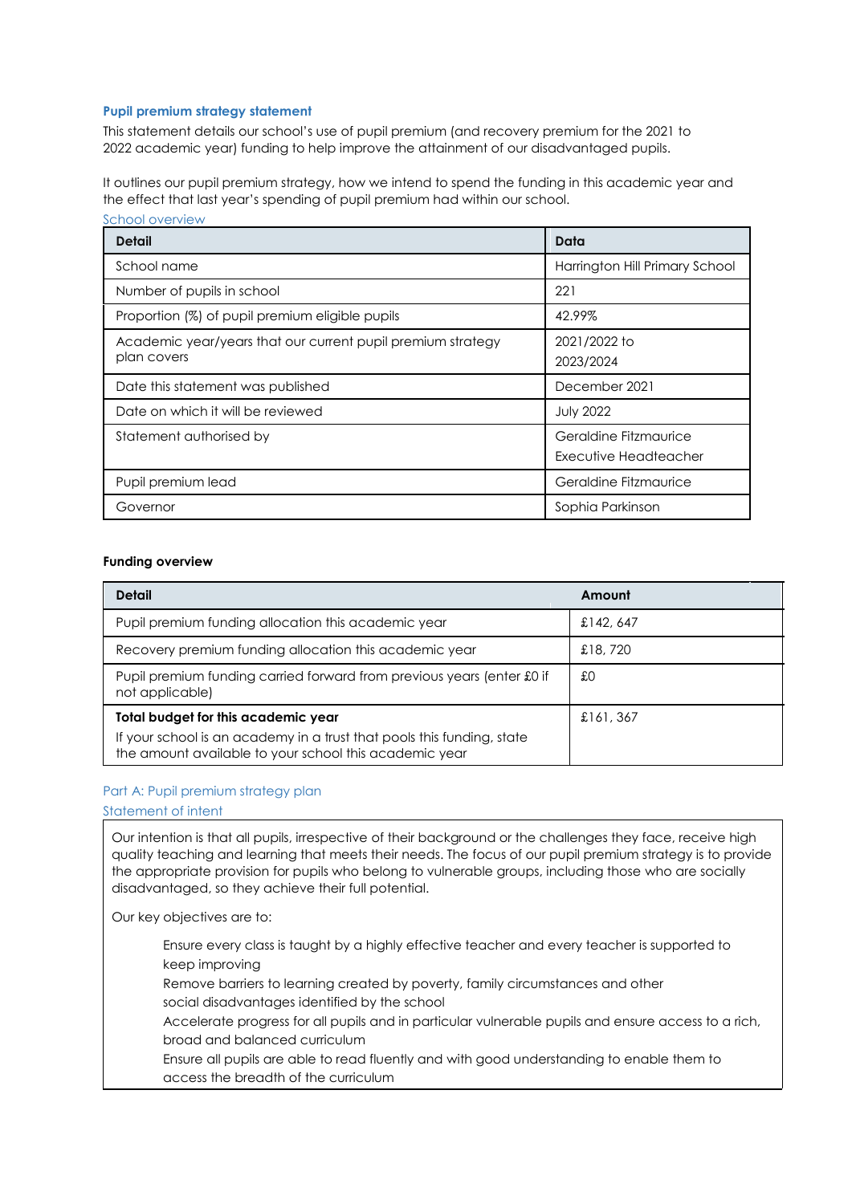## Pupil premium strategy statement

This statement details our school's use of pupil premium (and recovery premium for the 2021 to 2022 academic year) funding to help improve the attainment of our disadvantaged pupils.

It outlines our pupil premium strategy, how we intend to spend the funding in this academic year and the effect that last year's spending of pupil premium had within our school.

### School overview

| Detail | Data |
|---|---|
| School name | Harrington Hill Primary School |
| Number of pupils in school | 221 |
| Proportion (%) of pupil premium eligible pupils | 42.99% |
| Academic year/years that our current pupil premium strategy plan covers | 2021/2022 to 2023/2024 |
| Date this statement was published | December 2021 |
| Date on which it will be reviewed | July 2022 |
| Statement authorised by | Geraldine Fitzmaurice Executive Headteacher |
| Pupil premium lead | Geraldine Fitzmaurice |
| Governor | Sophia Parkinson |

### Funding overview

| Detail | Amount |
|---|---|
| Pupil premium funding allocation this academic year | £142, 647 |
| Recovery premium funding allocation this academic year | £18, 720 |
| Pupil premium funding carried forward from previous years (enter £0 if not applicable) | £0 |
| **Total budget for this academic year** If your school is an academy in a trust that pools this funding, state the amount available to your school this academic year | £161, 367 |

## Part A: Pupil premium strategy plan

### Statement of intent

Our intention is that all pupils, irrespective of their background or the challenges they face, receive high quality teaching and learning that meets their needs. The focus of our pupil premium strategy is to provide the appropriate provision for pupils who belong to vulnerable groups, including those who are socially disadvantaged, so they achieve their full potential.

Our key objectives are to:

- Ensure every class is taught by a highly effective teacher and every teacher is supported to keep improving
- Remove barriers to learning created by poverty, family circumstances and other social disadvantages identified by the school
- Accelerate progress for all pupils and in particular vulnerable pupils and ensure access to a rich, broad and balanced curriculum
- Ensure all pupils are able to read fluently and with good understanding to enable them to access the breadth of the curriculum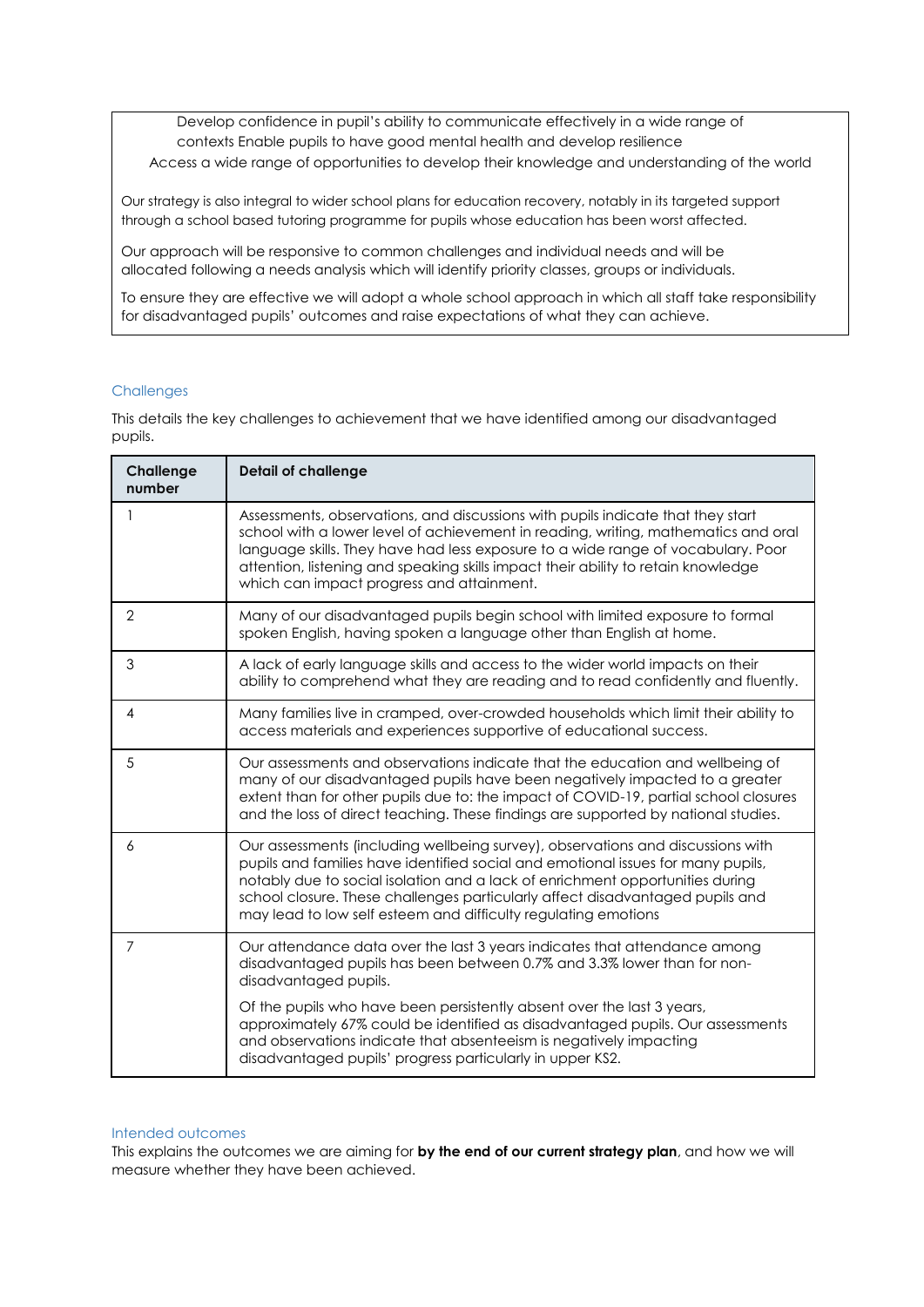Develop confidence in pupil's ability to communicate effectively in a wide range of contexts Enable pupils to have good mental health and develop resilience

Access a wide range of opportunities to develop their knowledge and understanding of the world

Our strategy is also integral to wider school plans for education recovery, notably in its targeted support through a school based tutoring programme for pupils whose education has been worst affected.

Our approach will be responsive to common challenges and individual needs and will be allocated following a needs analysis which will identify priority classes, groups or individuals.

To ensure they are effective we will adopt a whole school approach in which all staff take responsibility for disadvantaged pupils' outcomes and raise expectations of what they can achieve.

## Challenges

This details the key challenges to achievement that we have identified among our disadvantaged pupils.

| Challenge number | Detail of challenge |
| --- | --- |
| 1 | Assessments, observations, and discussions with pupils indicate that they start school with a lower level of achievement in reading, writing, mathematics and oral language skills. They have had less exposure to a wide range of vocabulary. Poor attention, listening and speaking skills impact their ability to retain knowledge which can impact progress and attainment. |
| 2 | Many of our disadvantaged pupils begin school with limited exposure to formal spoken English, having spoken a language other than English at home. |
| 3 | A lack of early language skills and access to the wider world impacts on their ability to comprehend what they are reading and to read confidently and fluently. |
| 4 | Many families live in cramped, over-crowded households which limit their ability to access materials and experiences supportive of educational success. |
| 5 | Our assessments and observations indicate that the education and wellbeing of many of our disadvantaged pupils have been negatively impacted to a greater extent than for other pupils due to: the impact of COVID-19, partial school closures and the loss of direct teaching. These findings are supported by national studies. |
| 6 | Our assessments (including wellbeing survey), observations and discussions with pupils and families have identified social and emotional issues for many pupils, notably due to social isolation and a lack of enrichment opportunities during school closure. These challenges particularly affect disadvantaged pupils and may lead to low self esteem and difficulty regulating emotions |
| 7 | Our attendance data over the last 3 years indicates that attendance among disadvantaged pupils has been between 0.7% and 3.3% lower than for non-disadvantaged pupils.<br><br>Of the pupils who have been persistently absent over the last 3 years, approximately 67% could be identified as disadvantaged pupils. Our assessments and observations indicate that absenteeism is negatively impacting disadvantaged pupils' progress particularly in upper KS2. |

## Intended outcomes

This explains the outcomes we are aiming for **by the end of our current strategy plan**, and how we will measure whether they have been achieved.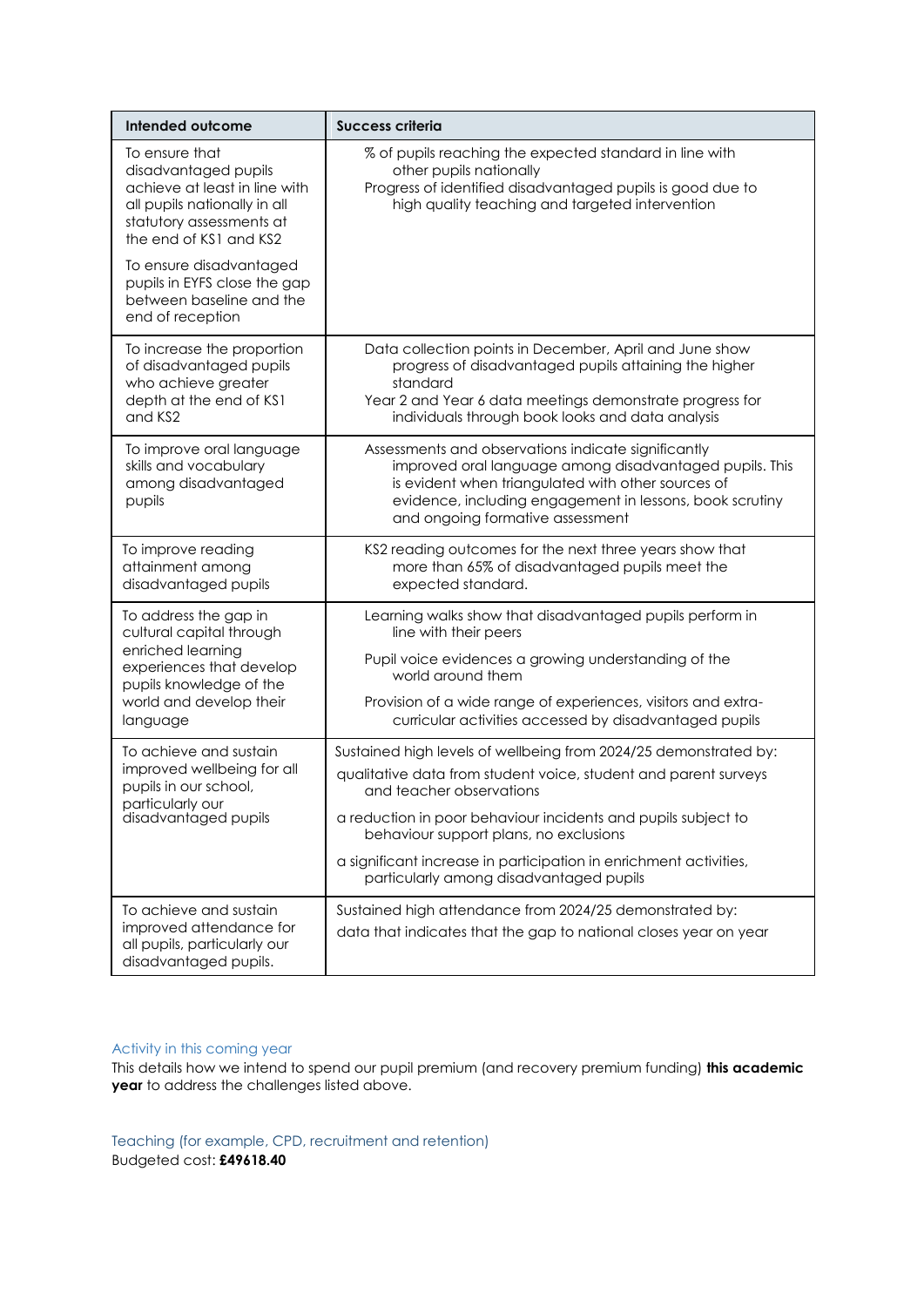| Intended outcome | Success criteria |
|---|---|
| To ensure that disadvantaged pupils achieve at least in line with all pupils nationally in all statutory assessments at the end of KS1 and KS2<br><br>To ensure disadvantaged pupils in EYFS close the gap between baseline and the end of reception | % of pupils reaching the expected standard in line with other pupils nationally<br>Progress of identified disadvantaged pupils is good due to high quality teaching and targeted intervention |
| To increase the proportion of disadvantaged pupils who achieve greater depth at the end of KS1 and KS2 | Data collection points in December, April and June show progress of disadvantaged pupils attaining the higher standard<br>Year 2 and Year 6 data meetings demonstrate progress for individuals through book looks and data analysis |
| To improve oral language skills and vocabulary among disadvantaged pupils | Assessments and observations indicate significantly improved oral language among disadvantaged pupils. This is evident when triangulated with other sources of evidence, including engagement in lessons, book scrutiny and ongoing formative assessment |
| To improve reading attainment among disadvantaged pupils | KS2 reading outcomes for the next three years show that more than 65% of disadvantaged pupils meet the expected standard. |
| To address the gap in cultural capital through enriched learning experiences that develop pupils knowledge of the world and develop their language | Learning walks show that disadvantaged pupils perform in line with their peers<br><br>Pupil voice evidences a growing understanding of the world around them<br><br>Provision of a wide range of experiences, visitors and extra-curricular activities accessed by disadvantaged pupils |
| To achieve and sustain improved wellbeing for all pupils in our school, particularly our disadvantaged pupils | Sustained high levels of wellbeing from 2024/25 demonstrated by:<br>qualitative data from student voice, student and parent surveys and teacher observations<br><br>a reduction in poor behaviour incidents and pupils subject to behaviour support plans, no exclusions<br><br>a significant increase in participation in enrichment activities, particularly among disadvantaged pupils |
| To achieve and sustain improved attendance for all pupils, particularly our disadvantaged pupils. | Sustained high attendance from 2024/25 demonstrated by:<br>data that indicates that the gap to national closes year on year |

## Activity in this coming year

This details how we intend to spend our pupil premium (and recovery premium funding) **this academic year** to address the challenges listed above.

### Teaching (for example, CPD, recruitment and retention)

Budgeted cost: **£49618.40**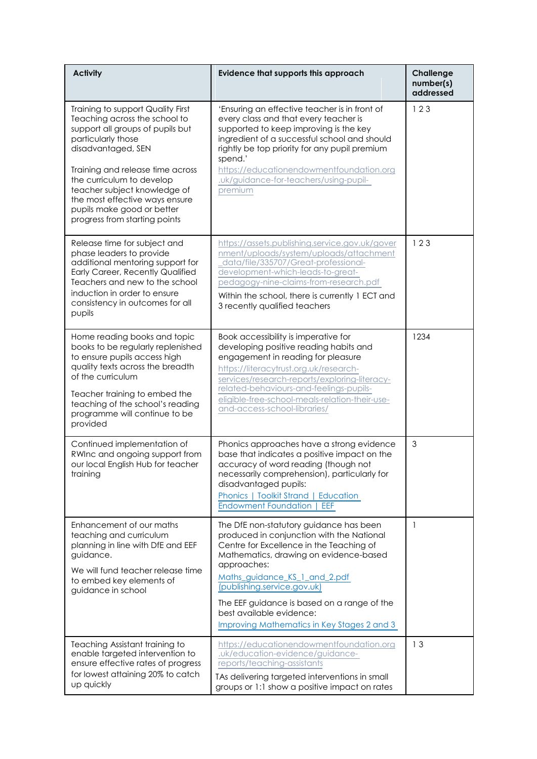| Activity | Evidence that supports this approach | Challenge number(s) addressed |
|---|---|---|
| Training to support Quality First Teaching across the school to support all groups of pupils but particularly those disadvantaged, SEN<br><br>Training and release time across the curriculum to develop teacher subject knowledge of the most effective ways ensure pupils make good or better progress from starting points | 'Ensuring an effective teacher is in front of every class and that every teacher is supported to keep improving is the key ingredient of a successful school and should rightly be top priority for any pupil premium spend.'<br>https://educationendowmentfoundation.org.uk/guidance-for-teachers/using-pupil-premium | 1 2 3 |
| Release time for subject and phase leaders to provide additional mentoring support for Early Career, Recently Qualified Teachers and new to the school induction in order to ensure consistency in outcomes for all pupils | https://assets.publishing.service.gov.uk/government/uploads/system/uploads/attachment_data/file/335707/Great-professional-development-which-leads-to-great-pedagogy-nine-claims-from-research.pdf<br>Within the school, there is currently 1 ECT and 3 recently qualified teachers | 1 2 3 |
| Home reading books and topic books to be regularly replenished to ensure pupils access high quality texts across the breadth of the curriculum<br><br>Teacher training to embed the teaching of the school's reading programme will continue to be provided | Book accessibility is imperative for developing positive reading habits and engagement in reading for pleasure<br>https://literacytrust.org.uk/research-services/research-reports/exploring-literacy-related-behaviours-and-feelings-pupils-eligible-free-school-meals-relation-their-use-and-access-school-libraries/ | 1234 |
| Continued implementation of RWInc and ongoing support from our local English Hub for teacher training | Phonics approaches have a strong evidence base that indicates a positive impact on the accuracy of word reading (though not necessarily comprehension), particularly for disadvantaged pupils:<br>Phonics \| Toolkit Strand \| Education Endowment Foundation \| EEF | 3 |
| Enhancement of our maths teaching and curriculum planning in line with DfE and EEF guidance.<br><br>We will fund teacher release time to embed key elements of guidance in school | The DfE non-statutory guidance has been produced in conjunction with the National Centre for Excellence in the Teaching of Mathematics, drawing on evidence-based approaches:<br>Maths_guidance_KS_1_and_2.pdf (publishing.service.gov.uk)<br><br>The EEF guidance is based on a range of the best available evidence:<br>Improving Mathematics in Key Stages 2 and 3 | 1 |
| Teaching Assistant training to enable targeted intervention to ensure effective rates of progress for lowest attaining 20% to catch up quickly | https://educationendowmentfoundation.org.uk/education-evidence/guidance-reports/teaching-assistants<br>TAs delivering targeted interventions in small groups or 1:1 show a positive impact on rates | 1 3 |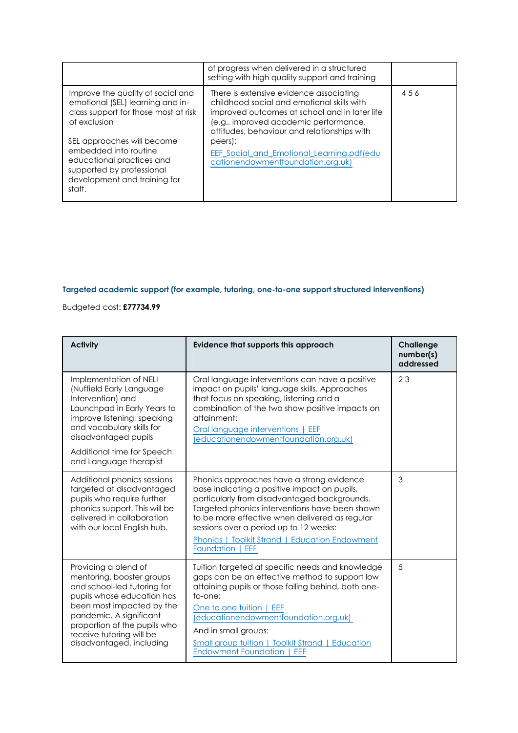| | | |
|---|---|---|
| | of progress when delivered in a structured setting with high quality support and training | |
| Improve the quality of social and emotional (SEL) learning and in-class support for those most at risk of exclusion<br><br>SEL approaches will become embedded into routine educational practices and supported by professional development and training for staff. | There is extensive evidence associating childhood social and emotional skills with improved outcomes at school and in later life (e.g., improved academic performance, attitudes, behaviour and relationships with peers):<br>EEF_Social_and_Emotional_Learning.pdf(educationendowmentfoundation.org.uk) | 4 5 6 |

**Targeted academic support (for example, tutoring, one-to-one support structured interventions)**

Budgeted cost: **£77734.99**

| Activity | Evidence that supports this approach | Challenge number(s) addressed |
|---|---|---|
| Implementation of NELI (Nuffield Early Language Intervention) and Launchpad in Early Years to improve listening, speaking and vocabulary skills for disadvantaged pupils<br><br>Additional time for Speech and Language therapist | Oral language interventions can have a positive impact on pupils' language skills. Approaches that focus on speaking, listening and a combination of the two show positive impacts on attainment:<br>Oral language interventions \| EEF (educationendowmentfoundation.org.uk) | 2 3 |
| Additional phonics sessions targeted at disadvantaged pupils who require further phonics support. This will be delivered in collaboration with our local English hub. | Phonics approaches have a strong evidence base indicating a positive impact on pupils, particularly from disadvantaged backgrounds. Targeted phonics interventions have been shown to be more effective when delivered as regular sessions over a period up to 12 weeks:<br>Phonics \| Toolkit Strand \| Education Endowment Foundation \| EEF | 3 |
| Providing a blend of mentoring, booster groups and school-led tutoring for pupils whose education has been most impacted by the pandemic. A significant proportion of the pupils who receive tutoring will be disadvantaged, including | Tuition targeted at specific needs and knowledge gaps can be an effective method to support low attaining pupils or those falling behind, both one-to-one:<br>One to one tuition \| EEF (educationendowmentfoundation.org.uk)<br><br>And in small groups:<br>Small group tuition \| Toolkit Strand \| Education Endowment Foundation \| EEF | 5 |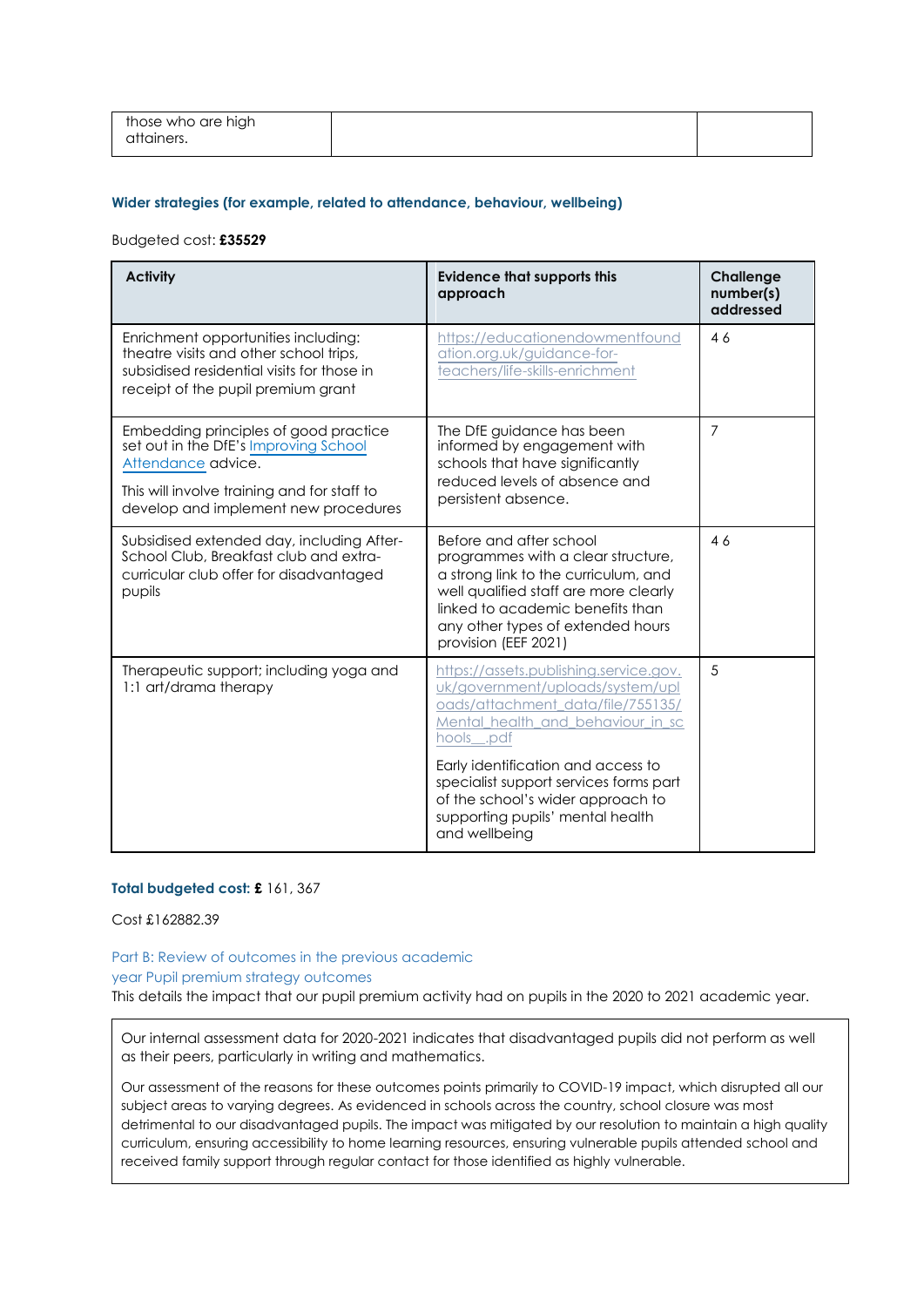| those who are high attainers. | | |
|---|---|---|

### Wider strategies (for example, related to attendance, behaviour, wellbeing)

Budgeted cost: **£35529**

| Activity | Evidence that supports this approach | Challenge number(s) addressed |
|---|---|---|
| Enrichment opportunities including: theatre visits and other school trips, subsidised residential visits for those in receipt of the pupil premium grant | https://educationendowmentfoundation.org.uk/guidance-for-teachers/life-skills-enrichment | 4 6 |
| Embedding principles of good practice set out in the DfE's Improving School Attendance advice.<br><br>This will involve training and for staff to develop and implement new procedures | The DfE guidance has been informed by engagement with schools that have significantly reduced levels of absence and persistent absence. | 7 |
| Subsidised extended day, including After-School Club, Breakfast club and extra-curricular club offer for disadvantaged pupils | Before and after school programmes with a clear structure, a strong link to the curriculum, and well qualified staff are more clearly linked to academic benefits than any other types of extended hours provision (EEF 2021) | 4 6 |
| Therapeutic support; including yoga and 1:1 art/drama therapy | https://assets.publishing.service.gov.uk/government/uploads/system/uploads/attachment_data/file/755135/Mental_health_and_behaviour_in_schools__.pdf<br><br>Early identification and access to specialist support services forms part of the school's wider approach to supporting pupils' mental health and wellbeing | 5 |

**Total budgeted cost: £** 161, 367

Cost £162882.39

## Part B: Review of outcomes in the previous academic year Pupil premium strategy outcomes

This details the impact that our pupil premium activity had on pupils in the 2020 to 2021 academic year.

Our internal assessment data for 2020-2021 indicates that disadvantaged pupils did not perform as well as their peers, particularly in writing and mathematics.

Our assessment of the reasons for these outcomes points primarily to COVID-19 impact, which disrupted all our subject areas to varying degrees. As evidenced in schools across the country, school closure was most detrimental to our disadvantaged pupils. The impact was mitigated by our resolution to maintain a high quality curriculum, ensuring accessibility to home learning resources, ensuring vulnerable pupils attended school and received family support through regular contact for those identified as highly vulnerable.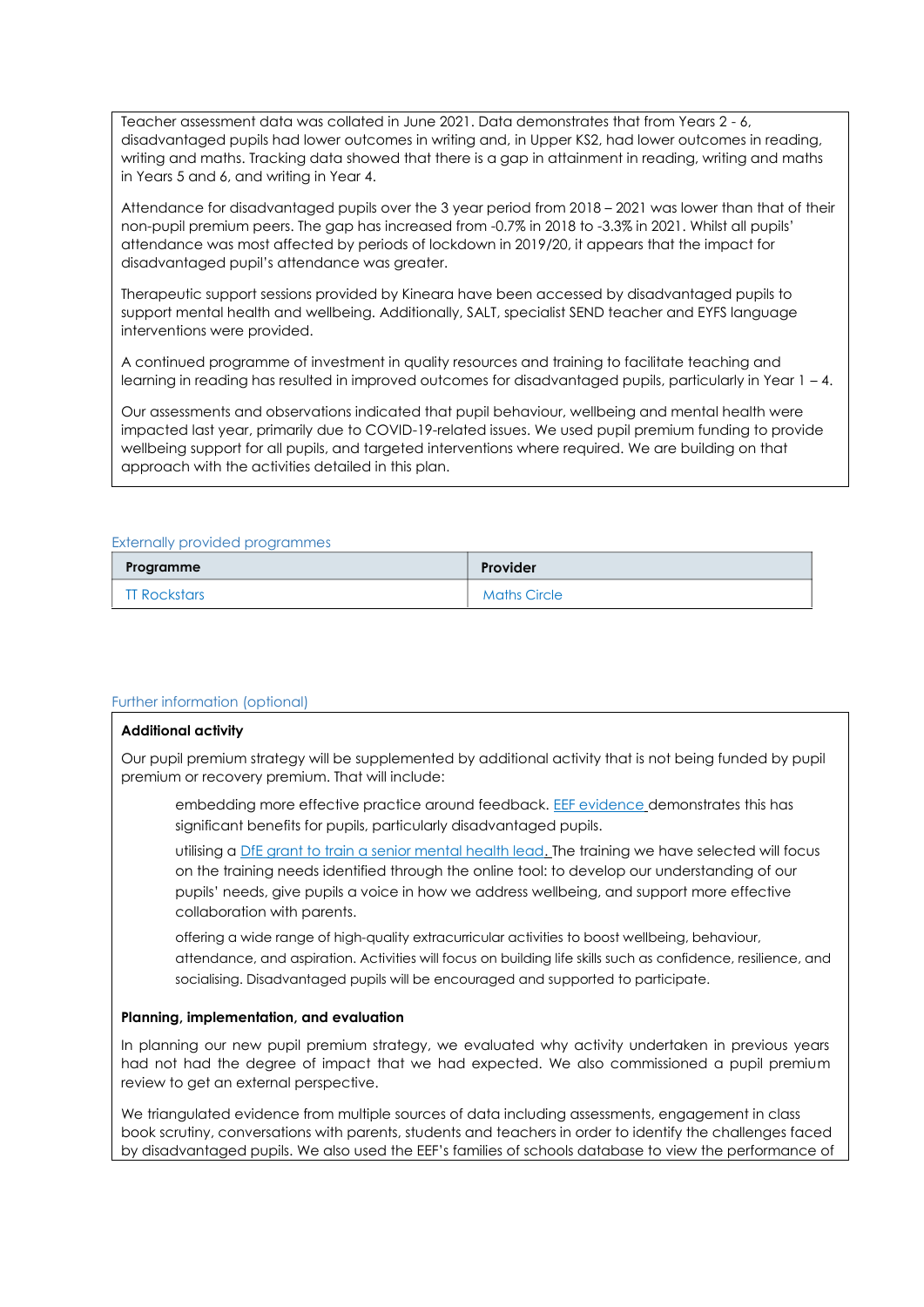Teacher assessment data was collated in June 2021. Data demonstrates that from Years 2 - 6, disadvantaged pupils had lower outcomes in writing and, in Upper KS2, had lower outcomes in reading, writing and maths. Tracking data showed that there is a gap in attainment in reading, writing and maths in Years 5 and 6, and writing in Year 4.

Attendance for disadvantaged pupils over the 3 year period from 2018 – 2021 was lower than that of their non-pupil premium peers. The gap has increased from -0.7% in 2018 to -3.3% in 2021. Whilst all pupils' attendance was most affected by periods of lockdown in 2019/20, it appears that the impact for disadvantaged pupil's attendance was greater.

Therapeutic support sessions provided by Kineara have been accessed by disadvantaged pupils to support mental health and wellbeing. Additionally, SALT, specialist SEND teacher and EYFS language interventions were provided.

A continued programme of investment in quality resources and training to facilitate teaching and learning in reading has resulted in improved outcomes for disadvantaged pupils, particularly in Year 1 – 4.

Our assessments and observations indicated that pupil behaviour, wellbeing and mental health were impacted last year, primarily due to COVID-19-related issues. We used pupil premium funding to provide wellbeing support for all pupils, and targeted interventions where required. We are building on that approach with the activities detailed in this plan.

## Externally provided programmes

| Programme | Provider |
|---|---|
| TT Rockstars | Maths Circle |

## Further information (optional)

**Additional activity**

Our pupil premium strategy will be supplemented by additional activity that is not being funded by pupil premium or recovery premium. That will include:

- embedding more effective practice around feedback. EEF evidence demonstrates this has significant benefits for pupils, particularly disadvantaged pupils.
- utilising a DfE grant to train a senior mental health lead. The training we have selected will focus on the training needs identified through the online tool: to develop our understanding of our pupils' needs, give pupils a voice in how we address wellbeing, and support more effective collaboration with parents.
- offering a wide range of high-quality extracurricular activities to boost wellbeing, behaviour, attendance, and aspiration. Activities will focus on building life skills such as confidence, resilience, and socialising. Disadvantaged pupils will be encouraged and supported to participate.

**Planning, implementation, and evaluation**

In planning our new pupil premium strategy, we evaluated why activity undertaken in previous years had not had the degree of impact that we had expected. We also commissioned a pupil premium review to get an external perspective.

We triangulated evidence from multiple sources of data including assessments, engagement in class book scrutiny, conversations with parents, students and teachers in order to identify the challenges faced by disadvantaged pupils. We also used the EEF's families of schools database to view the performance of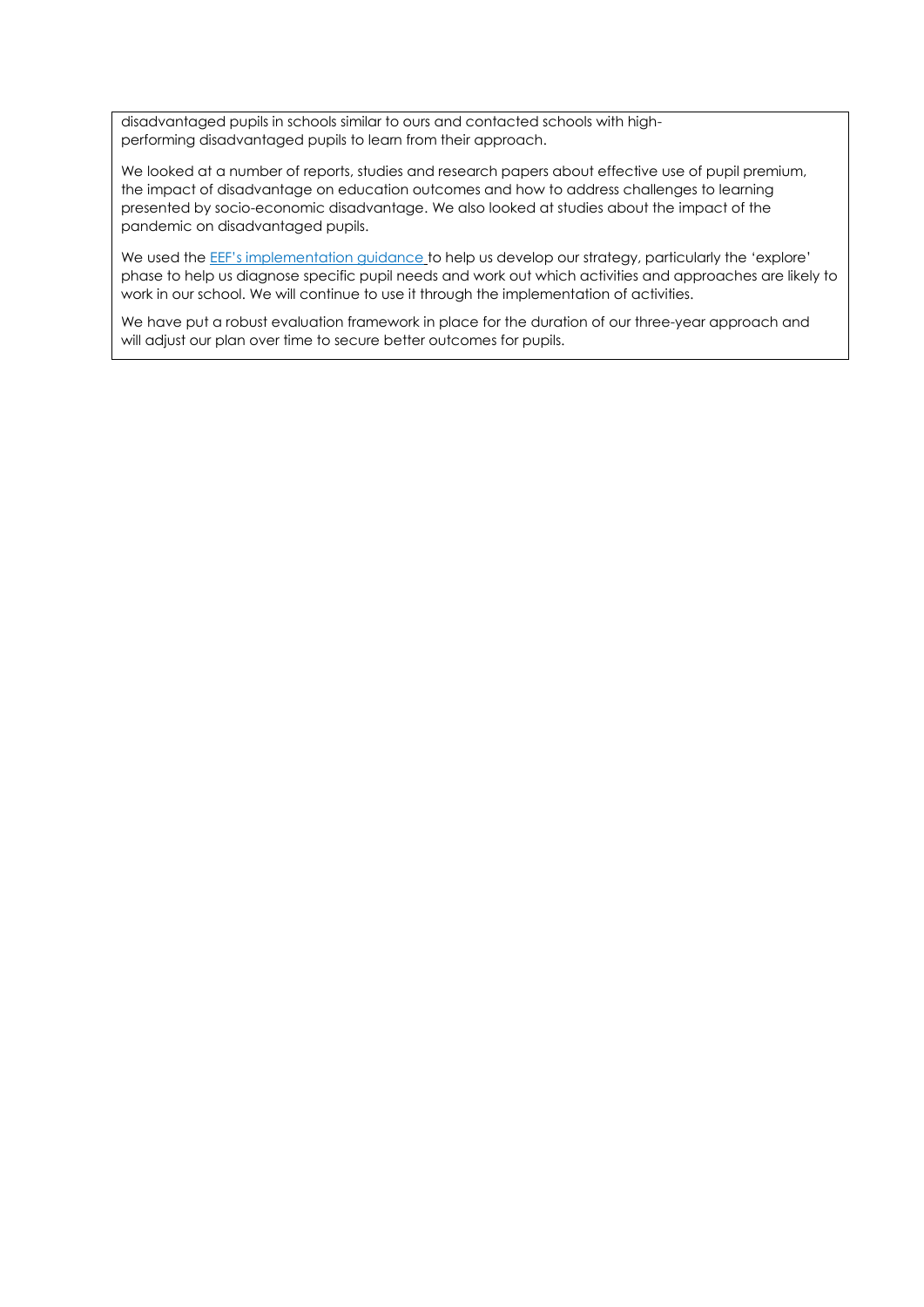disadvantaged pupils in schools similar to ours and contacted schools with high-performing disadvantaged pupils to learn from their approach.

We looked at a number of reports, studies and research papers about effective use of pupil premium, the impact of disadvantage on education outcomes and how to address challenges to learning presented by socio-economic disadvantage. We also looked at studies about the impact of the pandemic on disadvantaged pupils.

We used the EEF's implementation guidance to help us develop our strategy, particularly the 'explore' phase to help us diagnose specific pupil needs and work out which activities and approaches are likely to work in our school. We will continue to use it through the implementation of activities.

We have put a robust evaluation framework in place for the duration of our three-year approach and will adjust our plan over time to secure better outcomes for pupils.